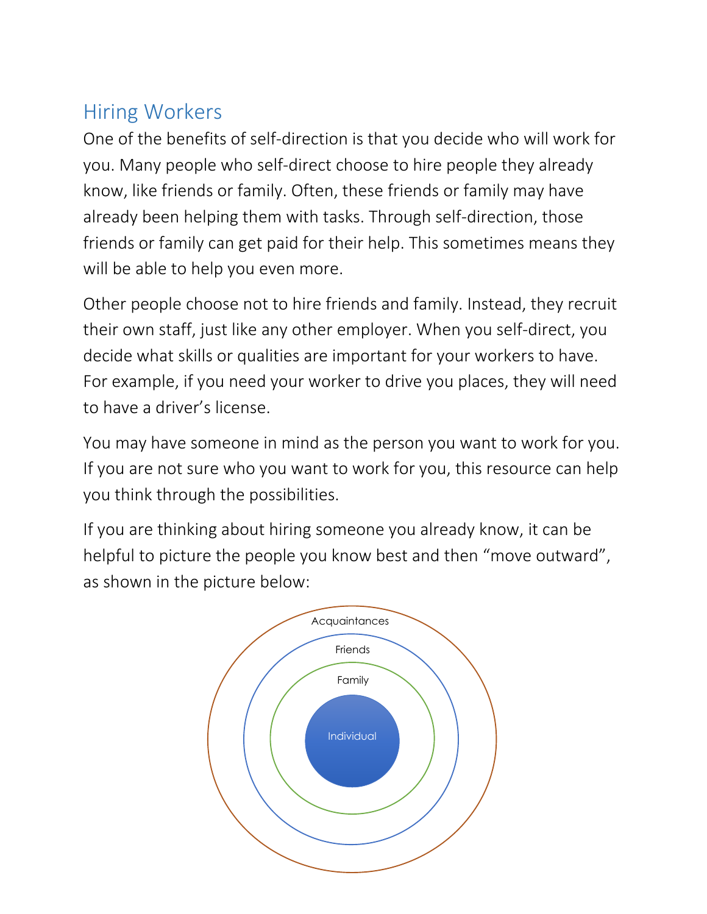## Hiring Workers

One of the benefits of self-direction is that you decide who will work for you. Many people who self-direct choose to hire people they already know, like friends or family. Often, these friends or family may have already been helping them with tasks. Through self-direction, those friends or family can get paid for their help. This sometimes means they will be able to help you even more.

Other people choose not to hire friends and family. Instead, they recruit their own staff, just like any other employer. When you self-direct, you decide what skills or qualities are important for your workers to have. For example, if you need your worker to drive you places, they will need to have a driver's license.

You may have someone in mind as the person you want to work for you. If you are not sure who you want to work for you, this resource can help you think through the possibilities.

If you are thinking about hiring someone you already know, it can be helpful to picture the people you know best and then "move outward", as shown in the picture below:

Acquaintances

Friends

Family

Individual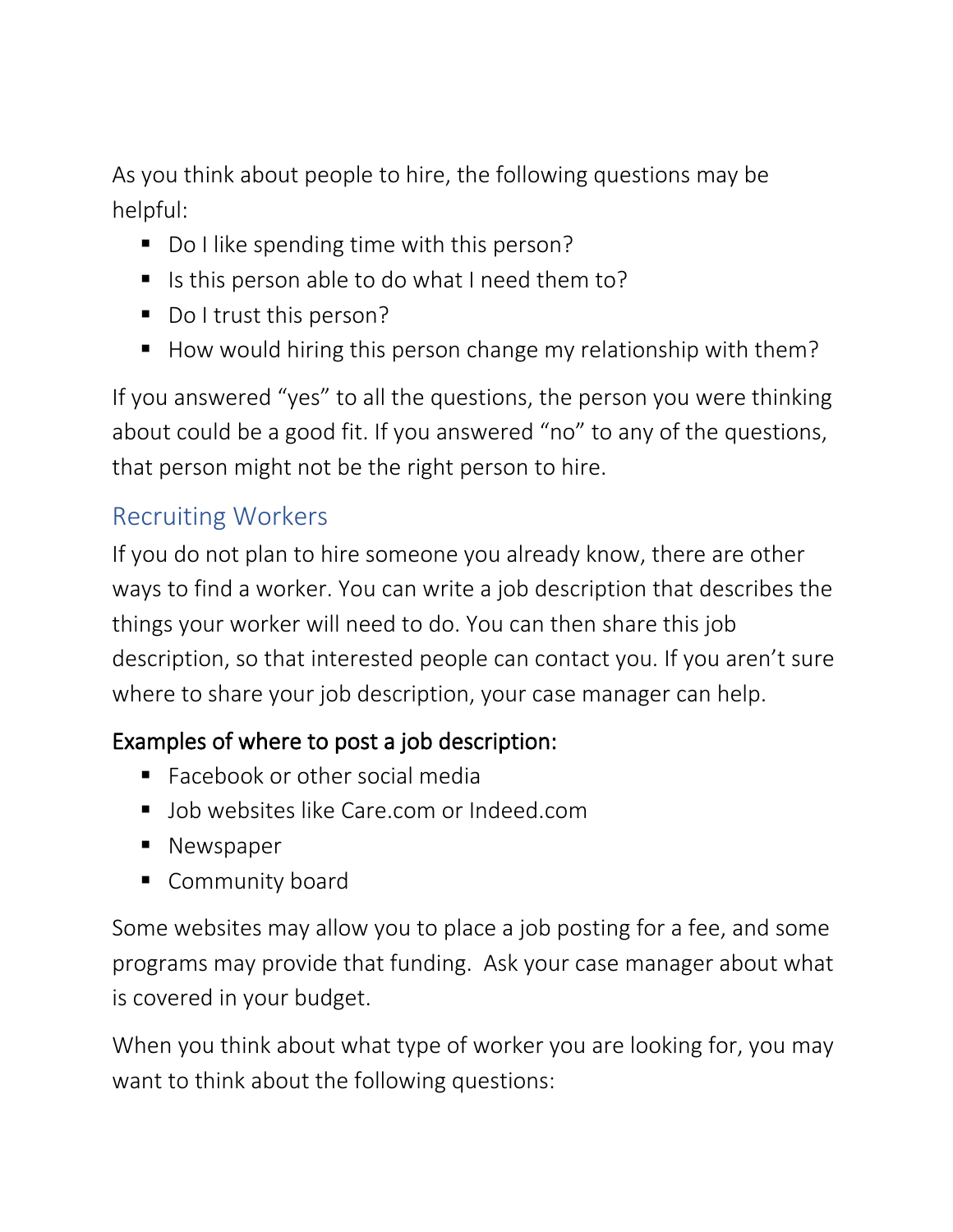As you think about people to hire, the following questions may be helpful:

- Do I like spending time with this person?
- Is this person able to do what I need them to?
- Do I trust this person?
- How would hiring this person change my relationship with them?

If you answered "yes" to all the questions, the person you were thinking about could be a good fit. If you answered "no" to any of the questions, that person might not be the right person to hire.

## Recruiting Workers

If you do not plan to hire someone you already know, there are other ways to find a worker. You can write a job description that describes the things your worker will need to do. You can then share this job description, so that interested people can contact you. If you aren't sure where to share your job description, your case manager can help.

### Examples of where to post a job description:

- Facebook or other social media
- Job websites like Care.com or Indeed.com
- Newspaper
- Community board

Some websites may allow you to place a job posting for a fee, and some programs may provide that funding. Ask your case manager about what is covered in your budget.

When you think about what type of worker you are looking for, you may want to think about the following questions: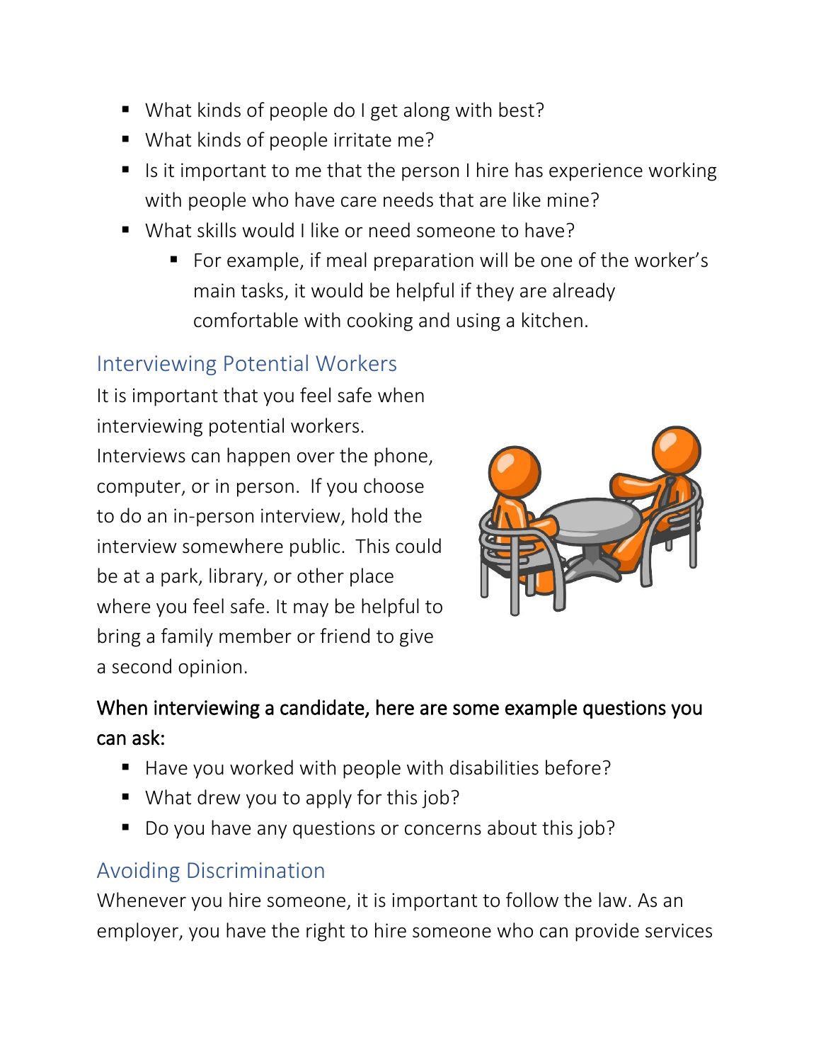- What kinds of people do I get along with best?
- What kinds of people irritate me?
- Is it important to me that the person I hire has experience working with people who have care needs that are like mine?
- What skills would I like or need someone to have?
  - For example, if meal preparation will be one of the worker's main tasks, it would be helpful if they are already comfortable with cooking and using a kitchen.

## Interviewing Potential Workers

It is important that you feel safe when interviewing potential workers. Interviews can happen over the phone, computer, or in person. If you choose to do an in-person interview, hold the interview somewhere public. This could be at a park, library, or other place where you feel safe. It may be helpful to bring a family member or friend to give a second opinion.

**When interviewing a candidate, here are some example questions you can ask:**

- Have you worked with people with disabilities before?
- What drew you to apply for this job?
- Do you have any questions or concerns about this job?

## Avoiding Discrimination

Whenever you hire someone, it is important to follow the law. As an employer, you have the right to hire someone who can provide services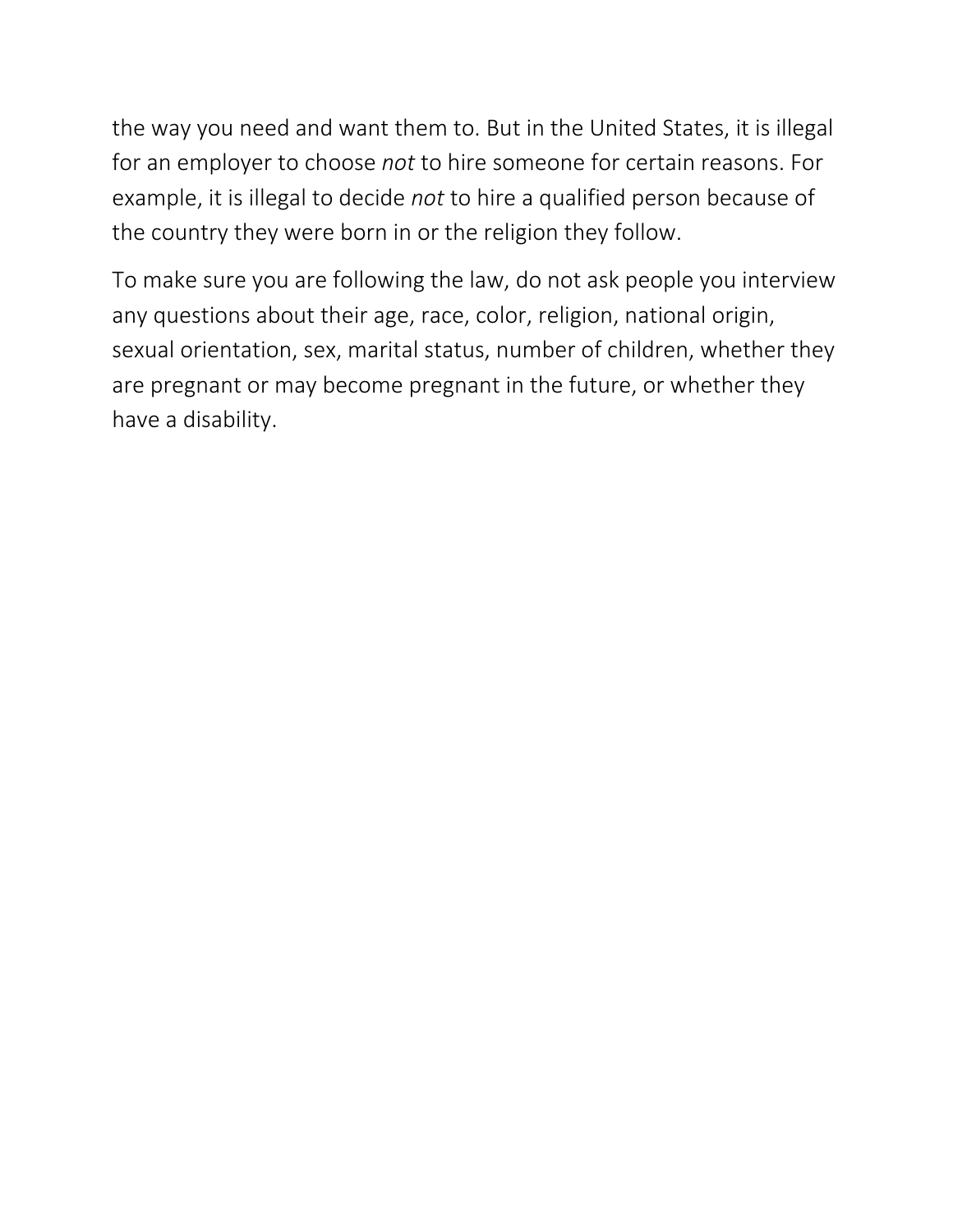the way you need and want them to. But in the United States, it is illegal for an employer to choose *not* to hire someone for certain reasons. For example, it is illegal to decide *not* to hire a qualified person because of the country they were born in or the religion they follow.

To make sure you are following the law, do not ask people you interview any questions about their age, race, color, religion, national origin, sexual orientation, sex, marital status, number of children, whether they are pregnant or may become pregnant in the future, or whether they have a disability.